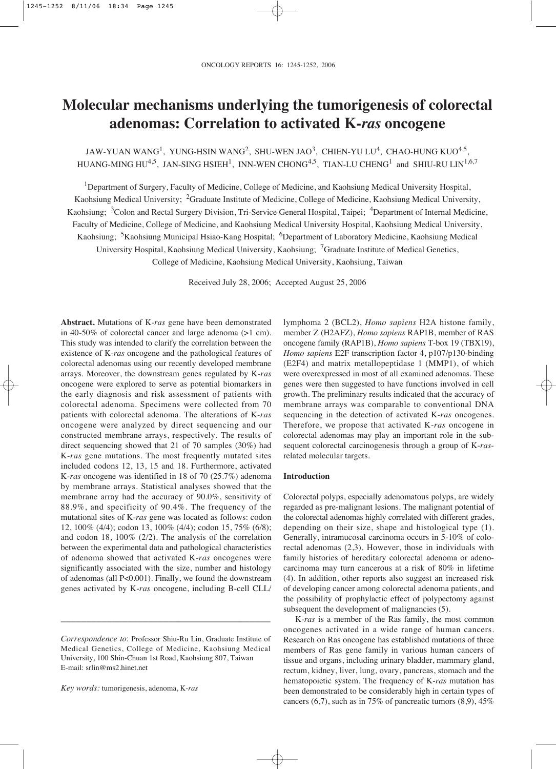# Molecular mechanisms underlying the tumorigenesis of colorectal adenomas: Correlation to activated K-*ras* oncogene

JAW-YUAN WANG[1], YUNG-HSIN WANG[2], SHU-WEN JAO[3], CHIEN-YU LU[4], CHAO-HUNG KUO[4,5], HUANG-MING HU[4,5], JAN-SING HSIEH[1], INN-WEN CHONG[4,5], TIAN-LU CHENG[1] and SHIU-RU LIN[1,6,7]

[1]Department of Surgery, Faculty of Medicine, College of Medicine, and Kaohsiung Medical University Hospital, Kaohsiung Medical University; [2]Graduate Institute of Medicine, College of Medicine, Kaohsiung Medical University, Kaohsiung; [3]Colon and Rectal Surgery Division, Tri-Service General Hospital, Taipei; [4]Department of Internal Medicine, Faculty of Medicine, College of Medicine, and Kaohsiung Medical University Hospital, Kaohsiung Medical University, Kaohsiung; [5]Kaohsiung Municipal Hsiao-Kang Hospital; [6]Department of Laboratory Medicine, Kaohsiung Medical University Hospital, Kaohsiung Medical University, Kaohsiung; [7]Graduate Institute of Medical Genetics, College of Medicine, Kaohsiung Medical University, Kaohsiung, Taiwan

Received July 28, 2006; Accepted August 25, 2006

**Abstract.** Mutations of K-*ras* gene have been demonstrated in 40-50% of colorectal cancer and large adenoma (>1 cm). This study was intended to clarify the correlation between the existence of K-*ras* oncogene and the pathological features of colorectal adenomas using our recently developed membrane arrays. Moreover, the downstream genes regulated by K-*ras* oncogene were explored to serve as potential biomarkers in the early diagnosis and risk assessment of patients with colorectal adenoma. Specimens were collected from 70 patients with colorectal adenoma. The alterations of K-*ras* oncogene were analyzed by direct sequencing and our constructed membrane arrays, respectively. The results of direct sequencing showed that 21 of 70 samples (30%) had K-*ras* gene mutations. The most frequently mutated sites included codons 12, 13, 15 and 18. Furthermore, activated K-*ras* oncogene was identified in 18 of 70 (25.7%) adenoma by membrane arrays. Statistical analyses showed that the membrane array had the accuracy of 90.0%, sensitivity of 88.9%, and specificity of 90.4%. The frequency of the mutational sites of K-*ras* gene was located as follows: codon 12, 100% (4/4); codon 13, 100% (4/4); codon 15, 75% (6/8); and codon 18, 100% (2/2). The analysis of the correlation between the experimental data and pathological characteristics of adenoma showed that activated K-*ras* oncogenes were significantly associated with the size, number and histology of adenomas (all $P<0.001$). Finally, we found the downstream genes activated by K-*ras* oncogene, including B-cell CLL/lymphoma 2 (BCL2), *Homo sapiens* H2A histone family, member Z (H2AFZ), *Homo sapiens* RAP1B, member of RAS oncogene family (RAP1B), *Homo sapiens* T-box 19 (TBX19), *Homo sapiens* E2F transcription factor 4, p107/p130-binding (E2F4) and matrix metallopeptidase 1 (MMP1), of which were overexpressed in most of all examined adenomas. These genes were then suggested to have functions involved in cell growth. The preliminary results indicated that the accuracy of membrane arrays was comparable to conventional DNA sequencing in the detection of activated K-*ras* oncogenes. Therefore, we propose that activated K-*ras* oncogene in colorectal adenomas may play an important role in the subsequent colorectal carcinogenesis through a group of K-*ras*-related molecular targets.

*Correspondence to*: Professor Shiu-Ru Lin, Graduate Institute of Medical Genetics, College of Medicine, Kaohsiung Medical University, 100 Shin-Chuan 1st Road, Kaohsiung 807, Taiwan
E-mail: srlin@ms2.hinet.net

*Key words:* tumorigenesis, adenoma, K-*ras*

## Introduction

Colorectal polyps, especially adenomatous polyps, are widely regarded as pre-malignant lesions. The malignant potential of the colorectal adenomas highly correlated with different grades, depending on their size, shape and histological type (1). Generally, intramucosal carcinoma occurs in 5-10% of colorectal adenomas (2,3). However, those in individuals with family histories of hereditary colorectal adenoma or adenocarcinoma may turn cancerous at a risk of 80% in lifetime (4). In addition, other reports also suggest an increased risk of developing cancer among colorectal adenoma patients, and the possibility of prophylactic effect of polypectomy against subsequent the development of malignancies (5).

K-*ras* is a member of the Ras family, the most common oncogenes activated in a wide range of human cancers. Research on Ras oncogene has established mutations of three members of Ras gene family in various human cancers of tissue and organs, including urinary bladder, mammary gland, rectum, kidney, liver, lung, ovary, pancreas, stomach and the hematopoietic system. The frequency of K-*ras* mutation has been demonstrated to be considerably high in certain types of cancers (6,7), such as in 75% of pancreatic tumors (8,9), 45%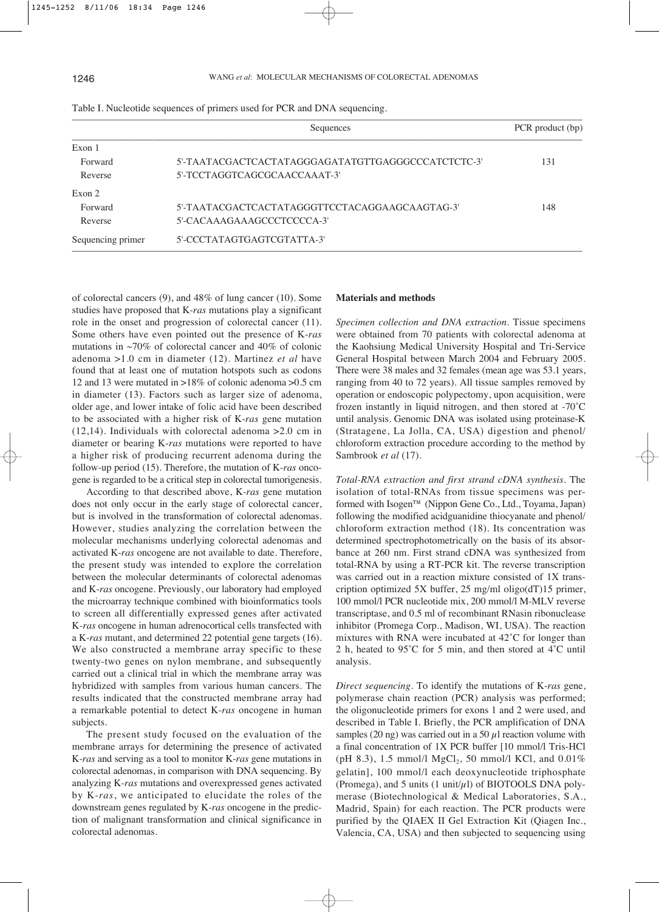Table I. Nucleotide sequences of primers used for PCR and DNA sequencing.

| | Sequences | PCR product (bp) |
|---|---|---|
| Exon 1 | | |
| Forward | 5'-TAATACGACTCACTATAGGGAGATATGTTGAGGGCCCATCTCTC-3' | 131 |
| Reverse | 5'-TCCTAGGTCAGCGCAACCAAAT-3' | |
| Exon 2 | | |
| Forward | 5'-TAATACGACTCACTATAGGGTTCCTACAGGAAGCAAGTAG-3' | 148 |
| Reverse | 5'-CACAAAGAAAGCCCTCCCCA-3' | |
| Sequencing primer | 5'-CCCTATAGTGAGTCGTATTA-3' | |

of colorectal cancers (9), and 48% of lung cancer (10). Some studies have proposed that K-*ras* mutations play a significant role in the onset and progression of colorectal cancer (11). Some others have even pointed out the presence of K-*ras* mutations in ~70% of colorectal cancer and 40% of colonic adenoma >1.0 cm in diameter (12). Martinez *et al* have found that at least one of mutation hotspots such as codons 12 and 13 were mutated in >18% of colonic adenoma >0.5 cm in diameter (13). Factors such as larger size of adenoma, older age, and lower intake of folic acid have been described to be associated with a higher risk of K-*ras* gene mutation (12,14). Individuals with colorectal adenoma >2.0 cm in diameter or bearing K-*ras* mutations were reported to have a higher risk of producing recurrent adenoma during the follow-up period (15). Therefore, the mutation of K-*ras* oncogene is regarded to be a critical step in colorectal tumorigenesis.

According to that described above, K-*ras* gene mutation does not only occur in the early stage of colorectal cancer, but is involved in the transformation of colorectal adenomas. However, studies analyzing the correlation between the molecular mechanisms underlying colorectal adenomas and activated K-*ras* oncogene are not available to date. Therefore, the present study was intended to explore the correlation between the molecular determinants of colorectal adenomas and K-*ras* oncogene. Previously, our laboratory had employed the microarray technique combined with bioinformatics tools to screen all differentially expressed genes after activated K-*ras* oncogene in human adrenocortical cells transfected with a K-*ras* mutant, and determined 22 potential gene targets (16). We also constructed a membrane array specific to these twenty-two genes on nylon membrane, and subsequently carried out a clinical trial in which the membrane array was hybridized with samples from various human cancers. The results indicated that the constructed membrane array had a remarkable potential to detect K-*ras* oncogene in human subjects.

The present study focused on the evaluation of the membrane arrays for determining the presence of activated K-*ras* and serving as a tool to monitor K-*ras* gene mutations in colorectal adenomas, in comparison with DNA sequencing. By analyzing K-*ras* mutations and overexpressed genes activated by K-*ras*, we anticipated to elucidate the roles of the downstream genes regulated by K-*ras* oncogene in the prediction of malignant transformation and clinical significance in colorectal adenomas.

## Materials and methods

*Specimen collection and DNA extraction*. Tissue specimens were obtained from 70 patients with colorectal adenoma at the Kaohsiung Medical University Hospital and Tri-Service General Hospital between March 2004 and February 2005. There were 38 males and 32 females (mean age was 53.1 years, ranging from 40 to 72 years). All tissue samples removed by operation or endoscopic polypectomy, upon acquisition, were frozen instantly in liquid nitrogen, and then stored at -70˚C until analysis. Genomic DNA was isolated using proteinase-K (Stratagene, La Jolla, CA, USA) digestion and phenol/chloroform extraction procedure according to the method by Sambrook *et al* (17).

*Total-RNA extraction and first strand cDNA synthesis*. The isolation of total-RNAs from tissue specimens was performed with Isogen™ (Nippon Gene Co., Ltd., Toyama, Japan) following the modified acidguanidine thiocyanate and phenol/chloroform extraction method (18). Its concentration was determined spectrophotometrically on the basis of its absorbance at 260 nm. First strand cDNA was synthesized from total-RNA by using a RT-PCR kit. The reverse transcription was carried out in a reaction mixture consisted of 1X transcription optimized 5X buffer, 25 mg/ml oligo(dT)15 primer, 100 mmol/l PCR nucleotide mix, 200 mmol/l M-MLV reverse transcriptase, and 0.5 ml of recombinant RNasin ribonuclease inhibitor (Promega Corp., Madison, WI, USA). The reaction mixtures with RNA were incubated at 42˚C for longer than 2 h, heated to 95˚C for 5 min, and then stored at 4˚C until analysis.

*Direct sequencing*. To identify the mutations of K-*ras* gene, polymerase chain reaction (PCR) analysis was performed; the oligonucleotide primers for exons 1 and 2 were used, and described in Table I. Briefly, the PCR amplification of DNA samples (20 ng) was carried out in a 50 $\mu$l reaction volume with a final concentration of 1X PCR buffer [10 mmol/l Tris-HCl (pH 8.3), 1.5 mmol/l $MgCl_2$, 50 mmol/l KCl, and 0.01% gelatin], 100 mmol/l each deoxynucleotide triphosphate (Promega), and 5 units (1 unit/$\mu$l) of BIOTOOLS DNA polymerase (Biotechnological & Medical Laboratories, S.A., Madrid, Spain) for each reaction. The PCR products were purified by the QIAEX II Gel Extraction Kit (Qiagen Inc., Valencia, CA, USA) and then subjected to sequencing using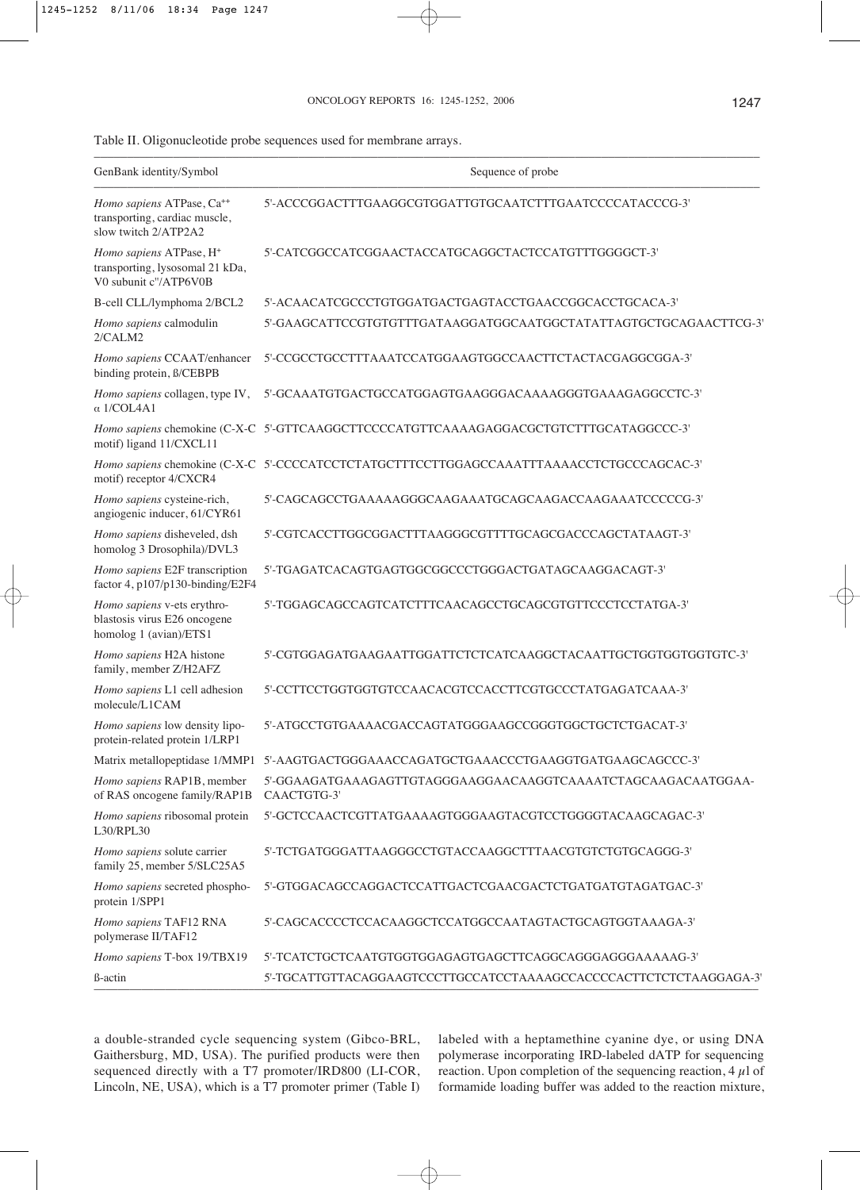Table II. Oligonucleotide probe sequences used for membrane arrays.

| GenBank identity/Symbol | Sequence of probe |
|---|---|
| *Homo sapiens* ATPase, $Ca^{++}$ transporting, cardiac muscle, slow twitch 2/ATP2A2 | 5'-ACCCGGACTTTGAAGGCGTGGATTGTGCAATCTTTGAATCCCCATACCCG-3' |
| *Homo sapiens* ATPase, $H^{+}$ transporting, lysosomal 21 kDa, V0 subunit c''/ATP6V0B | 5'-CATCGGCCATCGGAACTACCATGCAGGCTACTCCATGTTTGGGGCT-3' |
| B-cell CLL/lymphoma 2/BCL2 | 5'-ACAACATCGCCCTGTGGATGACTGAGTACCTGAACCGGCACCTGCACA-3' |
| *Homo sapiens* calmodulin 2/CALM2 | 5'-GAAGCATTCCGTGTGTTTGATAAGGATGGCAATGGCTATATTAGTGCTGCAGAACTTCG-3' |
| *Homo sapiens* CCAAT/enhancer binding protein, ß/CEBPB | 5'-CCGCCTGCCTTTAAATCCATGGAAGTGGCCAACTTCTACTACGAGGCGGA-3' |
| *Homo sapiens* collagen, type IV, α 1/COL4A1 | 5'-GCAAATGTGACTGCCATGGAGTGAAGGGACAAAAGGGTGAAAGAGGCCTC-3' |
| *Homo sapiens* chemokine (C-X-C motif) ligand 11/CXCL11 | 5'-GTTCAAGGCTTCCCCATGTTCAAAAGAGGACGCTGTCTTTGCATAGGCCC-3' |
| *Homo sapiens* chemokine (C-X-C motif) receptor 4/CXCR4 | 5'-CCCCATCCTCTATGCTTTCCTTGGAGCCAAATTTAAAACCTCTGCCCAGCAC-3' |
| *Homo sapiens* cysteine-rich, angiogenic inducer, 61/CYR61 | 5'-CAGCAGCCTGAAAAAGGGCAAGAAATGCAGCAAGACCAAGAAATCCCCCG-3' |
| *Homo sapiens* disheveled, dsh homolog 3 Drosophila)/DVL3 | 5'-CGTCACCTTGGCGGACTTTAAGGGCGTTTTGCAGCGACCCAGCTATAAGT-3' |
| *Homo sapiens* E2F transcription factor 4, p107/p130-binding/E2F4 | 5'-TGAGATCACAGTGAGTGGCGGCCCTGGGACTGATAGCAAGGACAGT-3' |
| *Homo sapiens* v-ets erythroblastosis virus E26 oncogene homolog 1 (avian)/ETS1 | 5'-TGGAGCAGCCAGTCATCTTTCAACAGCCTGCAGCGTGTTCCCTCCTATGA-3' |
| *Homo sapiens* H2A histone family, member Z/H2AFZ | 5'-CGTGGAGATGAAGAATTGGATTCTCTCATCAAGGCTACAATTGCTGGTGGTGGTGTC-3' |
| *Homo sapiens* L1 cell adhesion molecule/L1CAM | 5'-CCTTCCTGGTGGTGTCCAACACGTCCACCTTCGTGCCCTATGAGATCAAA-3' |
| *Homo sapiens* low density lipoprotein-related protein 1/LRP1 | 5'-ATGCCTGTGAAAACGACCAGTATGGGAAGCCGGGTGGCTGCTCTGACAT-3' |
| Matrix metallopeptidase 1/MMP1 | 5'-AAGTGACTGGGAAACCAGATGCTGAAACCCTGAAGGTGATGAAGCAGCCC-3' |
| *Homo sapiens* RAP1B, member of RAS oncogene family/RAP1B | 5'-GGAAGATGAAAGAGTTGTAGGGAAGGAACAAGGTCAAAATCTAGCAAGACAATGGAA-CAACTGTG-3' |
| *Homo sapiens* ribosomal protein L30/RPL30 | 5'-GCTCCAACTCGTTATGAAAAGTGGGAAGTACGTCCTGGGGTACAAGCAGAC-3' |
| *Homo sapiens* solute carrier family 25, member 5/SLC25A5 | 5'-TCTGATGGGATTAAGGGCCTGTACCAAGGCTTTAACGTGTCTGTGCAGGG-3' |
| *Homo sapiens* secreted phosphoprotein 1/SPP1 | 5'-GTGGACAGCCAGGACTCCATTGACTCGAACGACTCTGATGATGTAGATGAC-3' |
| *Homo sapiens* TAF12 RNA polymerase II/TAF12 | 5'-CAGCACCCCTCCACAAGGCTCCATGGCCAATAGTACTGCAGTGGTAAAGA-3' |
| *Homo sapiens* T-box 19/TBX19 | 5'-TCATCTGCTCAATGTGGTGGAGAGTGAGCTTCAGGCAGGGAGGGAAAAAG-3' |
| ß-actin | 5'-TGCATTGTTACAGGAAGTCCCTTGCCATCCTAAAAGCCACCCCACTTCTCTCTAAGGAGA-3' |

a double-stranded cycle sequencing system (Gibco-BRL, Gaithersburg, MD, USA). The purified products were then sequenced directly with a T7 promoter/IRD800 (LI-COR, Lincoln, NE, USA), which is a T7 promoter primer (Table I) labeled with a heptamethine cyanine dye, or using DNA polymerase incorporating IRD-labeled dATP for sequencing reaction. Upon completion of the sequencing reaction, 4 $\mu$l of formamide loading buffer was added to the reaction mixture,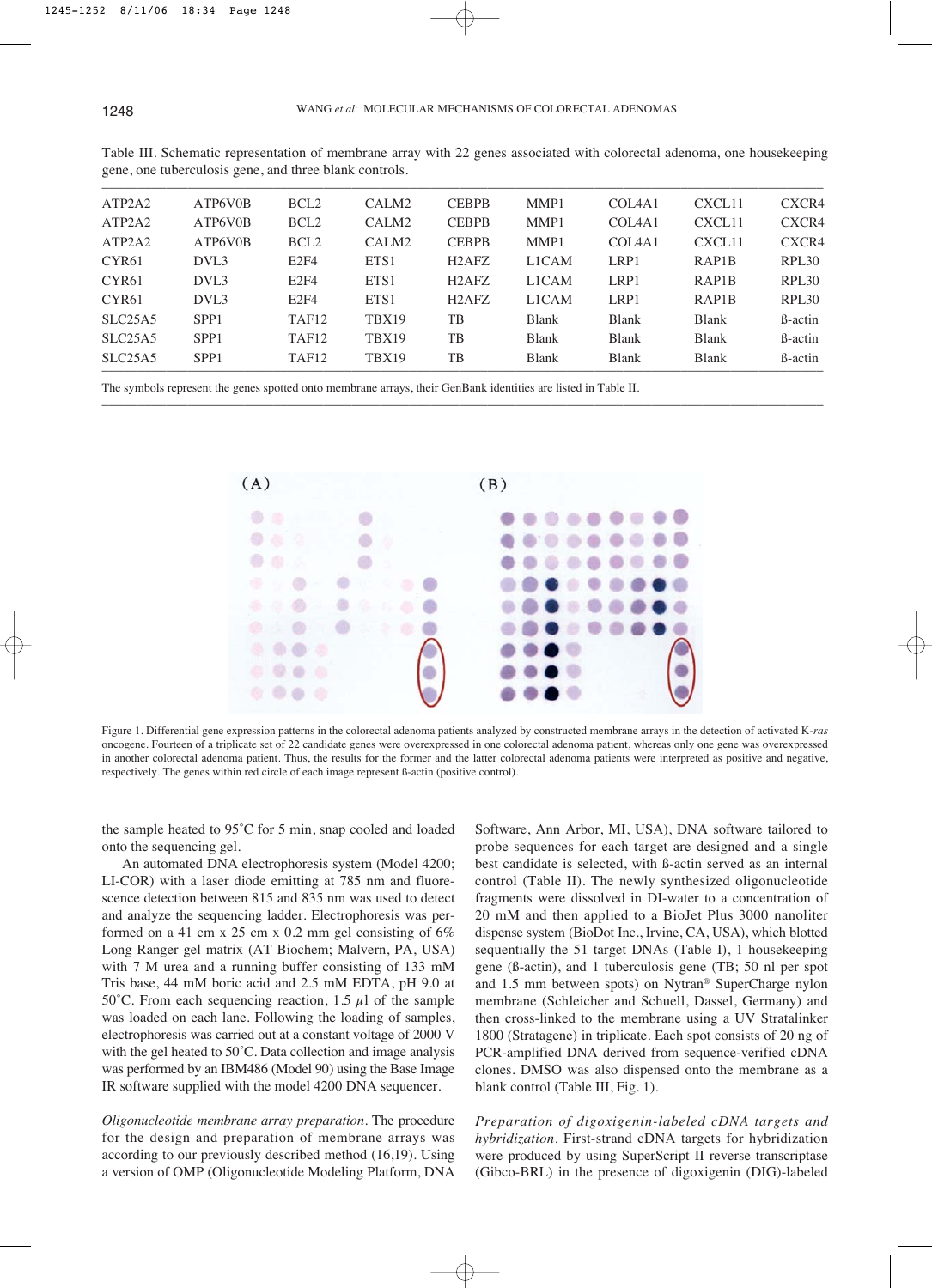Table III. Schematic representation of membrane array with 22 genes associated with colorectal adenoma, one housekeeping gene, one tuberculosis gene, and three blank controls.

| | | | | | | | | |
|---|---|---|---|---|---|---|---|---|
| ATP2A2 | ATP6V0B | BCL2 | CALM2 | CEBPB | MMP1 | COL4A1 | CXCL11 | CXCR4 |
| ATP2A2 | ATP6V0B | BCL2 | CALM2 | CEBPB | MMP1 | COL4A1 | CXCL11 | CXCR4 |
| ATP2A2 | ATP6V0B | BCL2 | CALM2 | CEBPB | MMP1 | COL4A1 | CXCL11 | CXCR4 |
| CYR61 | DVL3 | E2F4 | ETS1 | H2AFZ | L1CAM | LRP1 | RAP1B | RPL30 |
| CYR61 | DVL3 | E2F4 | ETS1 | H2AFZ | L1CAM | LRP1 | RAP1B | RPL30 |
| CYR61 | DVL3 | E2F4 | ETS1 | H2AFZ | L1CAM | LRP1 | RAP1B | RPL30 |
| SLC25A5 | SPP1 | TAF12 | TBX19 | TB | Blank | Blank | Blank | ß-actin |
| SLC25A5 | SPP1 | TAF12 | TBX19 | TB | Blank | Blank | Blank | ß-actin |
| SLC25A5 | SPP1 | TAF12 | TBX19 | TB | Blank | Blank | Blank | ß-actin |

The symbols represent the genes spotted onto membrane arrays, their GenBank identities are listed in Table II.

Figure 1. Differential gene expression patterns in the colorectal adenoma patients analyzed by constructed membrane arrays in the detection of activated K-*ras* oncogene. Fourteen of a triplicate set of 22 candidate genes were overexpressed in one colorectal adenoma patient, whereas only one gene was overexpressed in another colorectal adenoma patient. Thus, the results for the former and the latter colorectal adenoma patients were interpreted as positive and negative, respectively. The genes within red circle of each image represent ß-actin (positive control).

the sample heated to 95˚C for 5 min, snap cooled and loaded onto the sequencing gel.

An automated DNA electrophoresis system (Model 4200; LI-COR) with a laser diode emitting at 785 nm and fluorescence detection between 815 and 835 nm was used to detect and analyze the sequencing ladder. Electrophoresis was performed on a 41 cm x 25 cm x 0.2 mm gel consisting of 6% Long Ranger gel matrix (AT Biochem; Malvern, PA, USA) with 7 M urea and a running buffer consisting of 133 mM Tris base, 44 mM boric acid and 2.5 mM EDTA, pH 9.0 at 50˚C. From each sequencing reaction, 1.5 $\mu$l of the sample was loaded on each lane. Following the loading of samples, electrophoresis was carried out at a constant voltage of 2000 V with the gel heated to 50˚C. Data collection and image analysis was performed by an IBM486 (Model 90) using the Base Image IR software supplied with the model 4200 DNA sequencer.

*Oligonucleotide membrane array preparation*. The procedure for the design and preparation of membrane arrays was according to our previously described method (16,19). Using a version of OMP (Oligonucleotide Modeling Platform, DNA Software, Ann Arbor, MI, USA), DNA software tailored to probe sequences for each target are designed and a single best candidate is selected, with ß-actin served as an internal control (Table II). The newly synthesized oligonucleotide fragments were dissolved in DI-water to a concentration of 20 mM and then applied to a BioJet Plus 3000 nanoliter dispense system (BioDot Inc., Irvine, CA, USA), which blotted sequentially the 51 target DNAs (Table I), 1 housekeeping gene (ß-actin), and 1 tuberculosis gene (TB; 50 nl per spot and 1.5 mm between spots) on Nytran® SuperCharge nylon membrane (Schleicher and Schuell, Dassel, Germany) and then cross-linked to the membrane using a UV Stratalinker 1800 (Stratagene) in triplicate. Each spot consists of 20 ng of PCR-amplified DNA derived from sequence-verified cDNA clones. DMSO was also dispensed onto the membrane as a blank control (Table III, Fig. 1).

*Preparation of digoxigenin-labeled cDNA targets and hybridization*. First-strand cDNA targets for hybridization were produced by using SuperScript II reverse transcriptase (Gibco-BRL) in the presence of digoxigenin (DIG)-labeled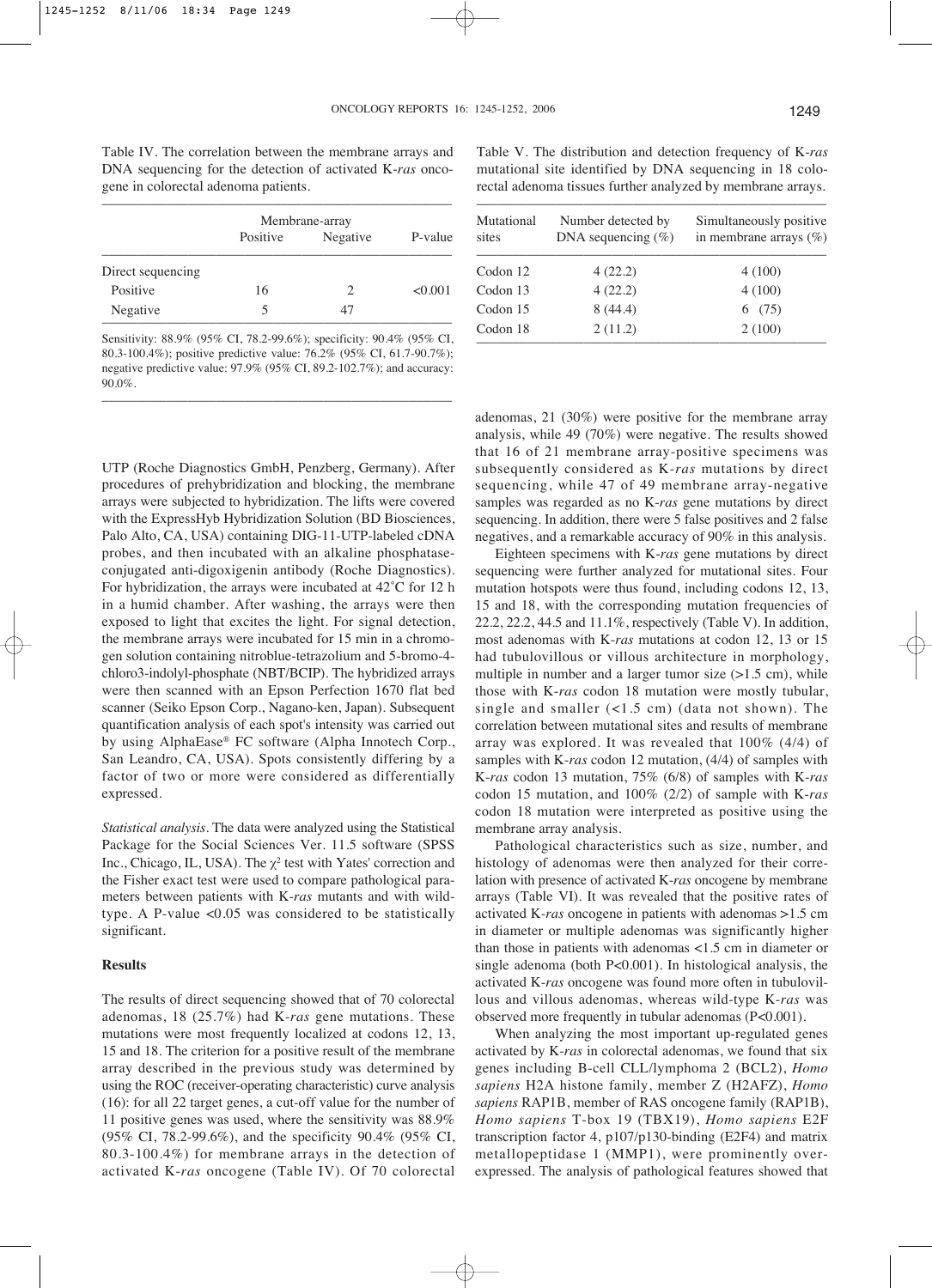Table IV. The correlation between the membrane arrays and DNA sequencing for the detection of activated K-*ras* oncogene in colorectal adenoma patients.

| | Membrane-array | | |
|---|---|---|---|
| | Positive | Negative | P-value |
| Direct sequencing | | | |
| Positive | 16 | 2 | <0.001 |
| Negative | 5 | 47 | |

Sensitivity: 88.9% (95% CI, 78.2-99.6%); specificity: 90.4% (95% CI, 80.3-100.4%); positive predictive value: 76.2% (95% CI, 61.7-90.7%); negative predictive value: 97.9% (95% CI, 89.2-102.7%); and accuracy: 90.0%.

Table V. The distribution and detection frequency of K-*ras* mutational site identified by DNA sequencing in 18 colorectal adenoma tissues further analyzed by membrane arrays.

| Mutational sites | Number detected by DNA sequencing (%) | Simultaneously positive in membrane arrays (%) |
|---|---|---|
| Codon 12 | 4 (22.2) | 4 (100) |
| Codon 13 | 4 (22.2) | 4 (100) |
| Codon 15 | 8 (44.4) | 6 (75) |
| Codon 18 | 2 (11.2) | 2 (100) |

UTP (Roche Diagnostics GmbH, Penzberg, Germany). After procedures of prehybridization and blocking, the membrane arrays were subjected to hybridization. The lifts were covered with the ExpressHyb Hybridization Solution (BD Biosciences, Palo Alto, CA, USA) containing DIG-11-UTP-labeled cDNA probes, and then incubated with an alkaline phosphatase-conjugated anti-digoxingenin antibody (Roche Diagnostics). For hybridization, the arrays were incubated at 42˚C for 12 h in a humid chamber. After washing, the arrays were then exposed to light that excites the light. For signal detection, the membrane arrays were incubated for 15 min in a chromogen solution containing nitroblue-tetrazolium and 5-bromo-4-chloro3-indolyl-phosphate (NBT/BCIP). The hybridized arrays were then scanned with an Epson Perfection 1670 flat bed scanner (Seiko Epson Corp., Nagano-ken, Japan). Subsequent quantification analysis of each spot's intensity was carried out by using AlphaEase® FC software (Alpha Innotech Corp., San Leandro, CA, USA). Spots consistently differing by a factor of two or more were considered as differentially expressed.

*Statistical analysis*. The data were analyzed using the Statistical Package for the Social Sciences Ver. 11.5 software (SPSS Inc., Chicago, IL, USA). The $\chi^2$ test with Yates' correction and the Fisher exact test were used to compare pathological parameters between patients with K-*ras* mutants and with wild-type. A P-value <0.05 was considered to be statistically significant.

## Results

The results of direct sequencing showed that of 70 colorectal adenomas, 18 (25.7%) had K-*ras* gene mutations. These mutations were most frequently localized at codons 12, 13, 15 and 18. The criterion for a positive result of the membrane array described in the previous study was determined by using the ROC (receiver-operating characteristic) curve analysis (16): for all 22 target genes, a cut-off value for the number of 11 positive genes was used, where the sensitivity was 88.9% (95% CI, 78.2-99.6%), and the specificity 90.4% (95% CI, 80.3-100.4%) for membrane arrays in the detection of activated K-*ras* oncogene (Table IV). Of 70 colorectal adenomas, 21 (30%) were positive for the membrane array analysis, while 49 (70%) were negative. The results showed that 16 of 21 membrane array-positive specimens was subsequently considered as K-*ras* mutations by direct sequencing, while 47 of 49 membrane array-negative samples was regarded as no K-*ras* gene mutations by direct sequencing. In addition, there were 5 false positives and 2 false negatives, and a remarkable accuracy of 90% in this analysis.

Eighteen specimens with K-*ras* gene mutations by direct sequencing were further analyzed for mutational sites. Four mutation hotspots were thus found, including codons 12, 13, 15 and 18, with the corresponding mutation frequencies of 22.2, 22.2, 44.5 and 11.1%, respectively (Table V). In addition, most adenomas with K-*ras* mutations at codon 12, 13 or 15 had tubulovillous or villous architecture in morphology, multiple in number and a larger tumor size (>1.5 cm), while those with K-*ras* codon 18 mutation were mostly tubular, single and smaller (<1.5 cm) (data not shown). The correlation between mutational sites and results of membrane array was explored. It was revealed that 100% (4/4) of samples with K-*ras* codon 12 mutation, (4/4) of samples with K-*ras* codon 13 mutation, 75% (6/8) of samples with K-*ras* codon 15 mutation, and 100% (2/2) of sample with K-*ras* codon 18 mutation were interpreted as positive using the membrane array analysis.

Pathological characteristics such as size, number, and histology of adenomas were then analyzed for their correlation with presence of activated K-*ras* oncogene by membrane arrays (Table VI). It was revealed that the positive rates of activated K-*ras* oncogene in patients with adenomas >1.5 cm in diameter or multiple adenomas was significantly higher than those in patients with adenomas <1.5 cm in diameter or single adenoma (both P<0.001). In histological analysis, the activated K-*ras* oncogene was found more often in tubulovillous and villous adenomas, whereas wild-type K-*ras* was observed more frequently in tubular adenomas (P<0.001).

When analyzing the most important up-regulated genes activated by K-*ras* in colorectal adenomas, we found that six genes including B-cell CLL/lymphoma 2 (BCL2), *Homo sapiens* H2A histone family, member Z (H2AFZ), *Homo sapiens* RAP1B, member of RAS oncogene family (RAP1B), *Homo sapiens* T-box 19 (TBX19), *Homo sapiens* E2F transcription factor 4, p107/p130-binding (E2F4) and matrix metallopeptidase 1 (MMP1), were prominently over-expressed. The analysis of pathological features showed that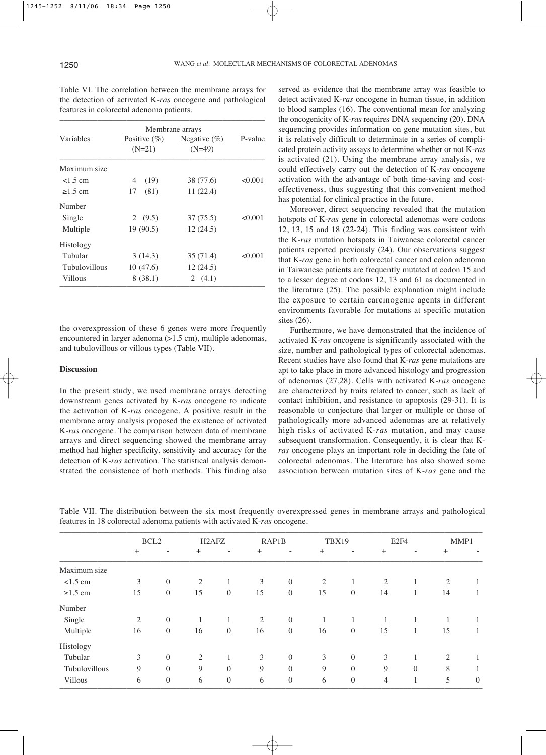Table VI. The correlation between the membrane arrays for the detection of activated K-*ras* oncogene and pathological features in colorectal adenoma patients.

| Variables | Membrane arrays | | P-value |
|---|---|---|---|
| | Positive (%) (N=21) | Negative (%) (N=49) | |
| Maximum size | | | |
| <1.5 cm | 4 (19) | 38 (77.6) | <0.001 |
| ≥1.5 cm | 17 (81) | 11 (22.4) | |
| Number | | | |
| Single | 2 (9.5) | 37 (75.5) | <0.001 |
| Multiple | 19 (90.5) | 12 (24.5) | |
| Histology | | | |
| Tubular | 3 (14.3) | 35 (71.4) | <0.001 |
| Tubulovillous | 10 (47.6) | 12 (24.5) | |
| Villous | 8 (38.1) | 2 (4.1) | |

the overexpression of these 6 genes were more frequently encountered in larger adenoma (>1.5 cm), multiple adenomas, and tubulovillous or villous types (Table VII).

## Discussion

In the present study, we used membrane arrays detecting downstream genes activated by K-*ras* oncogene to indicate the activation of K-*ras* oncogene. A positive result in the membrane array analysis proposed the existence of activated K-*ras* oncogene. The comparison between data of membrane arrays and direct sequencing showed the membrane array method had higher specificity, sensitivity and accuracy for the detection of K-*ras* activation. The statistical analysis demonstrated the consistence of both methods. This finding also served as evidence that the membrane array was feasible to detect activated K-*ras* oncogene in human tissue, in addition to blood samples (16). The conventional mean for analyzing the oncogenicity of K-*ras* requires DNA sequencing (20). DNA sequencing provides information on gene mutation sites, but it is relatively difficult to determinate in a series of complicated protein activity assays to determine whether or not K-*ras* is activated (21). Using the membrane array analysis, we could effectively carry out the detection of K-*ras* oncogene activation with the advantage of both time-saving and cost-effectiveness, thus suggesting that this convenient method has potential for clinical practice in the future.

Moreover, direct sequencing revealed that the mutation hotspots of K-*ras* gene in colorectal adenomas were codons 12, 13, 15 and 18 (22-24). This finding was consistent with the K-*ras* mutation hotspots in Taiwanese colorectal cancer patients reported previously (24). Our observations suggest that K-*ras* gene in both colorectal cancer and colon adenoma in Taiwanese patients are frequently mutated at codon 15 and to a lesser degree at codons 12, 13 and 61 as documented in the literature (25). The possible explanation might include the exposure to certain carcinogenic agents in different environments favorable for mutations at specific mutation sites (26).

Furthermore, we have demonstrated that the incidence of activated K-*ras* oncogene is significantly associated with the size, number and pathological types of colorectal adenomas. Recent studies have also found that K-*ras* gene mutations are apt to take place in more advanced histology and progression of adenomas (27,28). Cells with activated K-*ras* oncogene are characterized by traits related to cancer, such as lack of contact inhibition, and resistance to apoptosis (29-31). It is reasonable to conjecture that larger or multiple or those of pathologically more advanced adenomas are at relatively high risks of activated K-*ras* mutation, and may cause subsequent transformation. Consequently, it is clear that K-*ras* oncogene plays an important role in deciding the fate of colorectal adenomas. The literature has also showed some association between mutation sites of K-*ras* gene and the

Table VII. The distribution between the six most frequently overexpressed genes in membrane arrays and pathological features in 18 colorectal adenoma patients with activated K-*ras* oncogene.

| | BCL2 | | H2AFZ | | RAP1B | | TBX19 | | E2F4 | | MMP1 | |
|---|---|---|---|---|---|---|---|---|---|---|---|---|
| | + | - | + | - | + | - | + | - | + | - | + | - |
| Maximum size | | | | | | | | | | | | |
| <1.5 cm | 3 | 0 | 2 | 1 | 3 | 0 | 2 | 1 | 2 | 1 | 2 | 1 |
| ≥1.5 cm | 15 | 0 | 15 | 0 | 15 | 0 | 15 | 0 | 14 | 1 | 14 | 1 |
| Number | | | | | | | | | | | | |
| Single | 2 | 0 | 1 | 1 | 2 | 0 | 1 | 1 | 1 | 1 | 1 | 1 |
| Multiple | 16 | 0 | 16 | 0 | 16 | 0 | 16 | 0 | 15 | 1 | 15 | 1 |
| Histology | | | | | | | | | | | | |
| Tubular | 3 | 0 | 2 | 1 | 3 | 0 | 3 | 0 | 3 | 1 | 2 | 1 |
| Tubulovillous | 9 | 0 | 9 | 0 | 9 | 0 | 9 | 0 | 9 | 0 | 8 | 1 |
| Villous | 6 | 0 | 6 | 0 | 6 | 0 | 6 | 0 | 4 | 1 | 5 | 0 |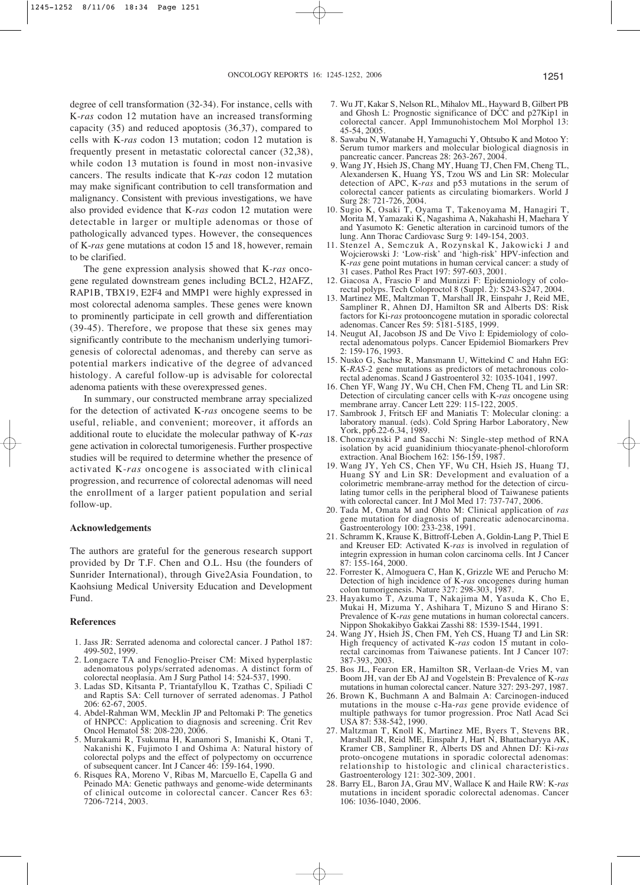degree of cell transformation (32-34). For instance, cells with K-*ras* codon 12 mutation have an increased transforming capacity (35) and reduced apoptosis (36,37), compared to cells with K-*ras* codon 13 mutation; codon 12 mutation is frequently present in metastatic colorectal cancer (32,38), while codon 13 mutation is found in most non-invasive cancers. The results indicate that K-*ras* codon 12 mutation may make significant contribution to cell transformation and malignancy. Consistent with previous investigations, we have also provided evidence that K-*ras* codon 12 mutation were detectable in larger or multiple adenomas or those of pathologically advanced types. However, the consequences of K-*ras* gene mutations at codon 15 and 18, however, remain to be clarified.

The gene expression analysis showed that K-*ras* oncogene regulated downstream genes including BCL2, H2AFZ, RAP1B, TBX19, E2F4 and MMP1 were highly expressed in most colorectal adenoma samples. These genes were known to prominently participate in cell growth and differentiation (39-45). Therefore, we propose that these six genes may significantly contribute to the mechanism underlying tumorigenesis of colorectal adenomas, and thereby can serve as potential markers indicative of the degree of advanced histology. A careful follow-up is advisable for colorectal adenoma patients with these overexpressed genes.

In summary, our constructed membrane array specialized for the detection of activated K-*ras* oncogene seems to be useful, reliable, and convenient; moreover, it affords an additional route to elucidate the molecular pathway of K-*ras* gene activation in colorectal tumorigenesis. Further prospective studies will be required to determine whether the presence of activated K-*ras* oncogene is associated with clinical progression, and recurrence of colorectal adenomas will need the enrollment of a larger patient population and serial follow-up.

## Acknowledgements

The authors are grateful for the generous research support provided by Dr T.F. Chen and O.L. Hsu (the founders of Sunrider International), through Give2Asia Foundation, to Kaohsiung Medical University Education and Development Fund.

## References

1. Jass JR: Serrated adenoma and colorectal cancer. J Pathol 187: 499-502, 1999.
2. Longacre TA and Fenoglio-Preiser CM: Mixed hyperplastic adenomatous polyps/serrated adenomas. A distinct form of colorectal neoplasia. Am J Surg Pathol 14: 524-537, 1990.
3. Ladas SD, Kitsanta P, Triantafyllou K, Tzathas C, Spiliadi C and Raptis SA: Cell turnover of serrated adenomas. J Pathol 206: 62-67, 2005.
4. Abdel-Rahman WM, Mecklin JP and Peltomaki P: The genetics of HNPCC: Application to diagnosis and screening. Crit Rev Oncol Hematol 58: 208-220, 2006.
5. Murakami R, Tsukuma H, Kanamori S, Imanishi K, Otani T, Nakanishi K, Fujimoto I and Oshima A: Natural history of colorectal polyps and the effect of polypectomy on occurrence of subsequent cancer. Int J Cancer 46: 159-164, 1990.
6. Risques RA, Moreno V, Ribas M, Marcuello E, Capella G and Peinado MA: Genetic pathways and genome-wide determinants of clinical outcome in colorectal cancer. Cancer Res 63: 7206-7214, 2003.
7. Wu JT, Kakar S, Nelson RL, Mihalov ML, Hayward B, Gilbert PB and Ghosh L: Prognostic significance of DCC and p27Kip1 in colorectal cancer. Appl Immunohistochem Mol Morphol 13: 45-54, 2005.
8. Sawabu N, Watanabe H, Yamaguchi Y, Ohtsubo K and Motoo Y: Serum tumor markers and molecular biological diagnosis in pancreatic cancer. Pancreas 28: 263-267, 2004.
9. Wang JY, Hsieh JS, Chang MY, Huang TJ, Chen FM, Cheng TL, Alexandersen K, Huang YS, Tzou WS and Lin SR: Molecular detection of APC, K-*ras* and p53 mutations in the serum of colorectal cancer patients as circulating biomarkers. World J Surg 28: 721-726, 2004.
10. Sugio K, Osaki T, Oyama T, Takenoyama M, Hanagiri T, Morita M, Yamazaki K, Nagashima A, Nakahashi H, Maehara Y and Yasumoto K: Genetic alteration in carcinoid tumors of the lung. Ann Thorac Cardiovasc Surg 9: 149-154, 2003.
11. Stenzel A, Semczuk A, Rozynskal K, Jakowicki J and Wojcierowski J: 'Low-risk' and 'high-risk' HPV-infection and K-*ras* gene point mutations in human cervical cancer: a study of 31 cases. Pathol Res Pract 197: 597-603, 2001.
12. Giacosa A, Frascio F and Munizzi F: Epidemiology of colorectal polyps. Tech Coloproctol 8 (Suppl. 2): S243-S247, 2004.
13. Martinez ME, Maltzman T, Marshall JR, Einspahr J, Reid ME, Sampliner R, Ahnen DJ, Hamilton SR and Alberts DS: Risk factors for Ki-*ras* protooncogene mutation in sporadic colorectal adenomas. Cancer Res 59: 5181-5185, 1999.
14. Neugut AI, Jacobson JS and De Vivo I: Epidemiology of colorectal adenomatous polyps. Cancer Epidemiol Biomarkers Prev 2: 159-176, 1993.
15. Nusko G, Sachse R, Mansmann U, Wittekind C and Hahn EG: K-*RAS*-2 gene mutations as predictors of metachronous colorectal adenomas. Scand J Gastroenterol 32: 1035-1041, 1997.
16. Chen YF, Wang JY, Wu CH, Chen FM, Cheng TL and Lin SR: Detection of circulating cancer cells with K-*ras* oncogene using membrane array. Cancer Lett 229: 115-122, 2005.
17. Sambrook J, Fritsch EF and Maniatis T: Molecular cloning: a laboratory manual. (eds). Cold Spring Harbor Laboratory, New York, pp6.22-6.34, 1989.
18. Chomczynski P and Sacchi N: Single-step method of RNA isolation by acid guanidinium thiocyanate-phenol-chloroform extraction. Anal Biochem 162: 156-159, 1987.
19. Wang JY, Yeh CS, Chen YF, Wu CH, Hsieh JS, Huang TJ, Huang SY and Lin SR: Development and evaluation of a colorimetric membrane-array method for the detection of circulating tumor cells in the peripheral blood of Taiwanese patients with colorectal cancer. Int J Mol Med 17: 737-747, 2006.
20. Tada M, Omata M and Ohto M: Clinical application of *ras* gene mutation for diagnosis of pancreatic adenocarcinoma. Gastroenterology 100: 233-238, 1991.
21. Schramm K, Krause K, Bittroff-Leben A, Goldin-Lang P, Thiel E and Kreuser ED: Activated K-*ras* is involved in regulation of integrin expression in human colon carcinoma cells. Int J Cancer 87: 155-164, 2000.
22. Forrester K, Almoguera C, Han K, Grizzle WE and Perucho M: Detection of high incidence of K-*ras* oncogenes during human colon tumorigenesis. Nature 327: 298-303, 1987.
23. Hayakumo T, Azuma T, Nakajima M, Yasuda K, Cho E, Mukai H, Mizuma Y, Ashihara T, Mizuno S and Hirano S: Prevalence of K-*ras* gene mutations in human colorectal cancers. Nippon Shokakibyo Gakkai Zasshi 88: 1539-1544, 1991.
24. Wang JY, Hsieh JS, Chen FM, Yeh CS, Huang TJ and Lin SR: High frequency of activated K-*ras* codon 15 mutant in colorectal carcinomas from Taiwanese patients. Int J Cancer 107: 387-393, 2003.
25. Bos JL, Fearon ER, Hamilton SR, Verlaan-de Vries M, van Boom JH, van der Eb AJ and Vogelstein B: Prevalence of K-*ras* mutations in human colorectal cancer. Nature 327: 293-297, 1987.
26. Brown K, Buchmann A and Balmain A: Carcinogen-induced mutations in the mouse c-Ha-*ras* gene provide evidence of multiple pathways for tumor progression. Proc Natl Acad Sci USA 87: 538-542, 1990.
27. Maltzman T, Knoll K, Martinez ME, Byers T, Stevens BR, Marshall JR, Reid ME, Einspahr J, Hart N, Bhattacharyya AK, Kramer CB, Sampliner R, Alberts DS and Ahnen DJ: Ki-*ras* proto-oncogene mutations in sporadic colorectal adenomas: relationship to histologic and clinical characteristics. Gastroenterology 121: 302-309, 2001.
28. Barry EL, Baron JA, Grau MV, Wallace K and Haile RW: K-*ras* mutations in incident sporadic colorectal adenomas. Cancer 106: 1036-1040, 2006.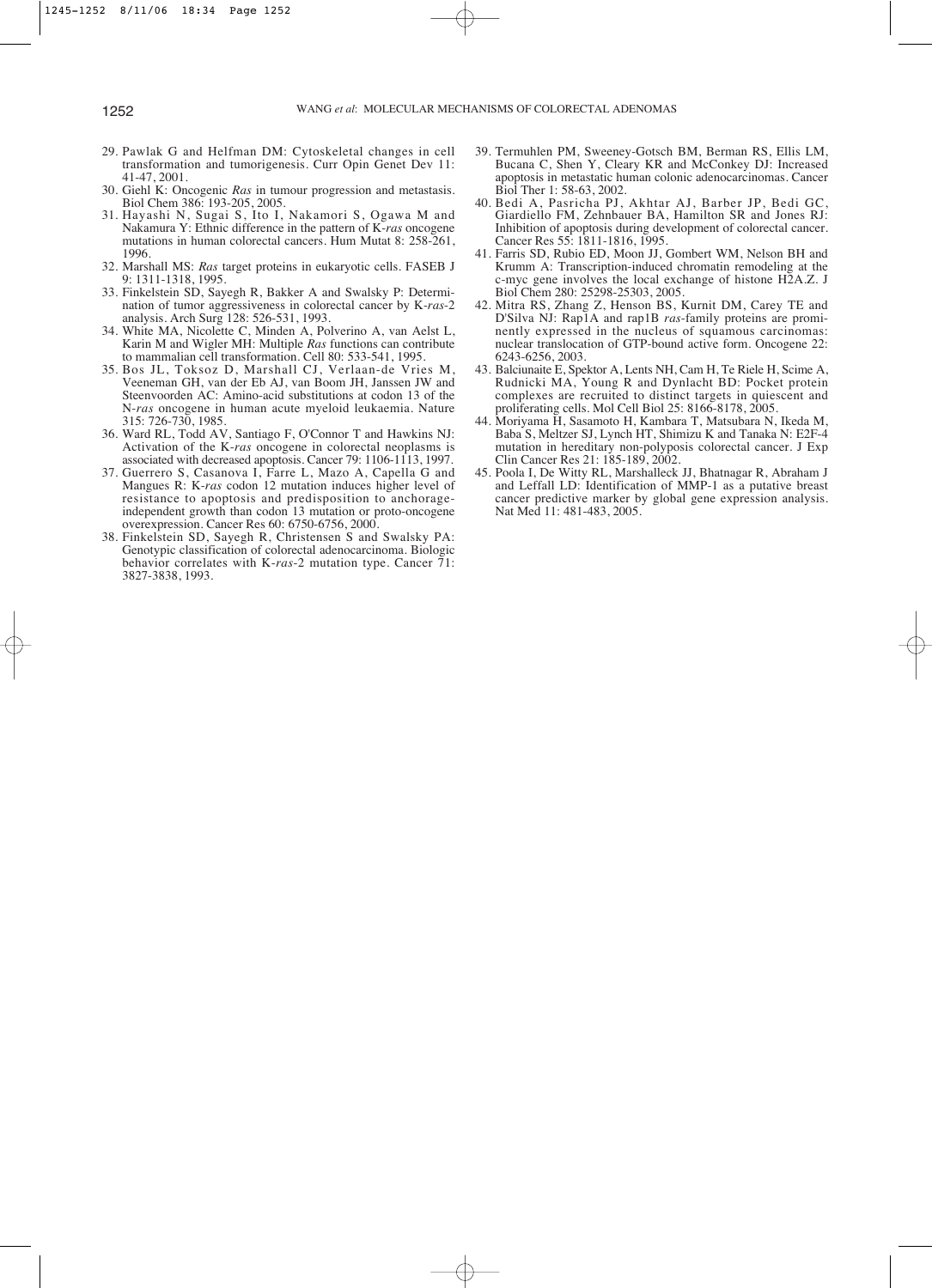29. Pawlak G and Helfman DM: Cytoskeletal changes in cell transformation and tumorigenesis. Curr Opin Genet Dev 11: 41-47, 2001.
30. Giehl K: Oncogenic *Ras* in tumour progression and metastasis. Biol Chem 386: 193-205, 2005.
31. Hayashi N, Sugai S, Ito I, Nakamori S, Ogawa M and Nakamura Y: Ethnic difference in the pattern of K-*ras* oncogene mutations in human colorectal cancers. Hum Mutat 8: 258-261, 1996.
32. Marshall MS: *Ras* target proteins in eukaryotic cells. FASEB J 9: 1311-1318, 1995.
33. Finkelstein SD, Sayegh R, Bakker A and Swalsky P: Determination of tumor aggressiveness in colorectal cancer by K-*ras*-2 analysis. Arch Surg 128: 526-531, 1993.
34. White MA, Nicolette C, Minden A, Polverino A, van Aelst L, Karin M and Wigler MH: Multiple *Ras* functions can contribute to mammalian cell transformation. Cell 80: 533-541, 1995.
35. Bos JL, Toksoz D, Marshall CJ, Verlaan-de Vries M, Veeneman GH, van der Eb AJ, van Boom JH, Janssen JW and Steenvoorden AC: Amino-acid substitutions at codon 13 of the N-*ras* oncogene in human acute myeloid leukaemia. Nature 315: 726-730, 1985.
36. Ward RL, Todd AV, Santiago F, O'Connor T and Hawkins NJ: Activation of the K-*ras* oncogene in colorectal neoplasms is associated with decreased apoptosis. Cancer 79: 1106-1113, 1997.
37. Guerrero S, Casanova I, Farre L, Mazo A, Capella G and Mangues R: K-*ras* codon 12 mutation induces higher level of resistance to apoptosis and predisposition to anchorage-independent growth than codon 13 mutation or proto-oncogene overexpression. Cancer Res 60: 6750-6756, 2000.
38. Finkelstein SD, Sayegh R, Christensen S and Swalsky PA: Genotypic classification of colorectal adenocarcinoma. Biologic behavior correlates with K-*ras*-2 mutation type. Cancer 71: 3827-3838, 1993.
39. Termuhlen PM, Sweeney-Gotsch BM, Berman RS, Ellis LM, Bucana C, Shen Y, Cleary KR and McConkey DJ: Increased apoptosis in metastatic human colonic adenocarcinomas. Cancer Biol Ther 1: 58-63, 2002.
40. Bedi A, Pasricha PJ, Akhtar AJ, Barber JP, Bedi GC, Giardiello FM, Zehnbauer BA, Hamilton SR and Jones RJ: Inhibition of apoptosis during development of colorectal cancer. Cancer Res 55: 1811-1816, 1995.
41. Farris SD, Rubio ED, Moon JJ, Gombert WM, Nelson BH and Krumm A: Transcription-induced chromatin remodeling at the c-myc gene involves the local exchange of histone H2A.Z. J Biol Chem 280: 25298-25303, 2005.
42. Mitra RS, Zhang Z, Henson BS, Kurnit DM, Carey TE and D'Silva NJ: Rap1A and rap1B *ras*-family proteins are prominently expressed in the nucleus of squamous carcinomas: nuclear translocation of GTP-bound active form. Oncogene 22: 6243-6256, 2003.
43. Balciunaite E, Spektor A, Lents NH, Cam H, Te Riele H, Scime A, Rudnicki MA, Young R and Dynlacht BD: Pocket protein complexes are recruited to distinct targets in quiescent and proliferating cells. Mol Cell Biol 25: 8166-8178, 2005.
44. Moriyama H, Sasamoto H, Kambara T, Matsubara N, Ikeda M, Baba S, Meltzer SJ, Lynch HT, Shimizu K and Tanaka N: E2F-4 mutation in hereditary non-polyposis colorectal cancer. J Exp Clin Cancer Res 21: 185-189, 2002.
45. Poola I, De Witty RL, Marshalleck JJ, Bhatnagar R, Abraham J and Leffall LD: Identification of MMP-1 as a putative breast cancer predictive marker by global gene expression analysis. Nat Med 11: 481-483, 2005.